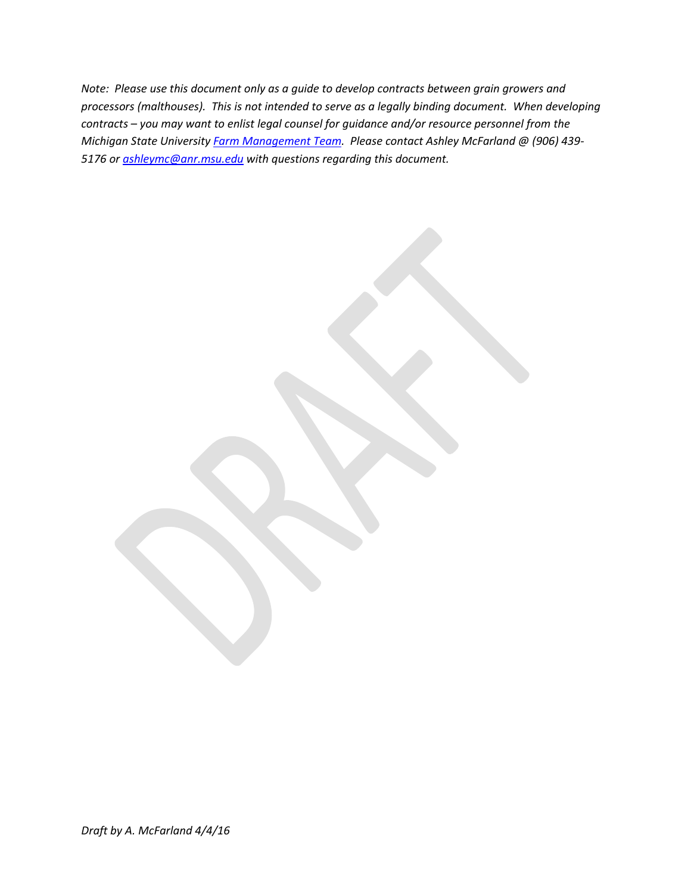*Note: Please use this document only as a guide to develop contracts between grain growers and processors (malthouses). This is not intended to serve as a legally binding document. When developing contracts – you may want to enlist legal counsel for guidance and/or resource personnel from the Michigan State University [Farm Management Team](). Please contact Ashley McFarland @ (906) 439-5176 or [ashleymc@anr.msu.edu]() with questions regarding this document.*

DRAFT

*Draft by A. McFarland 4/4/16*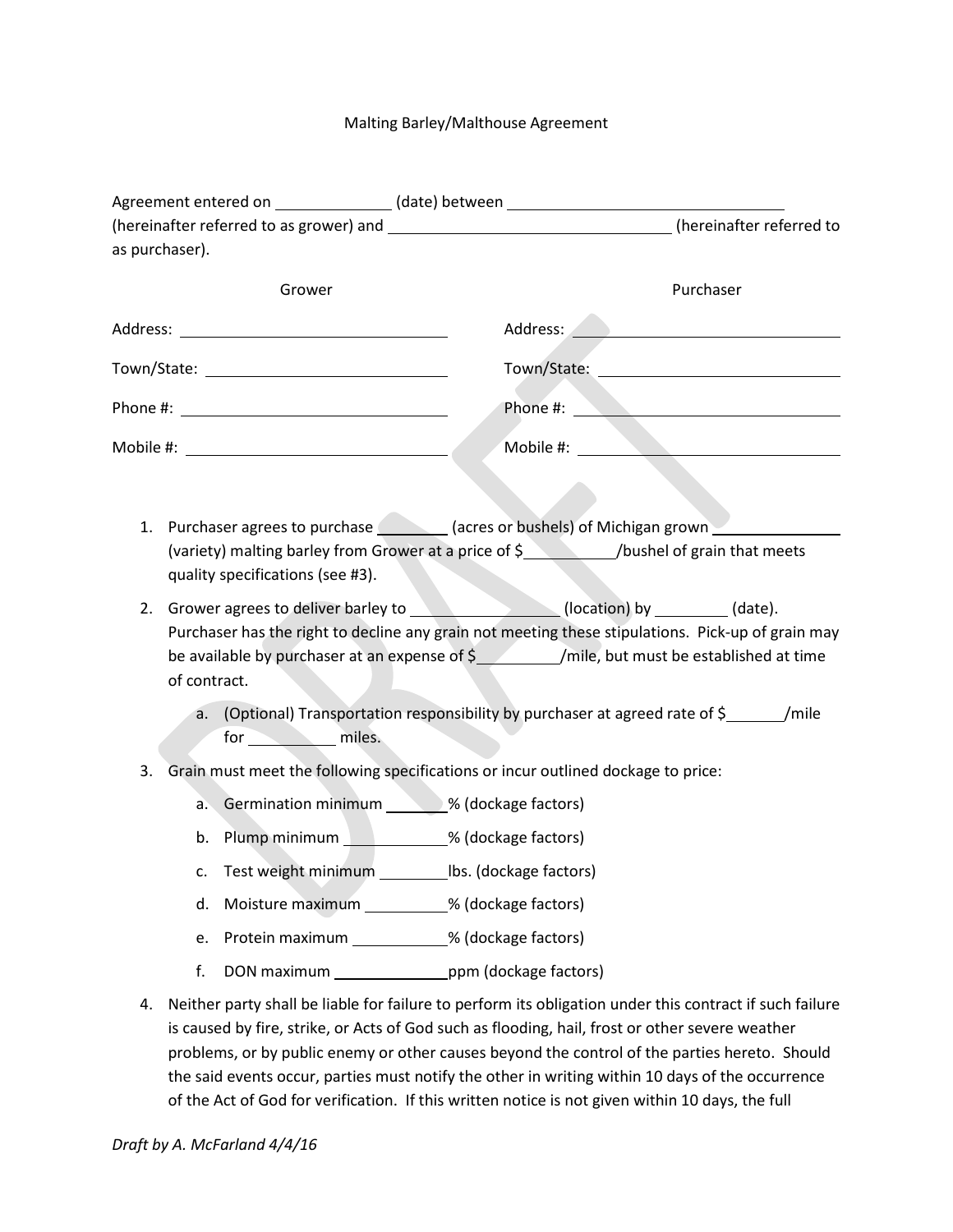Malting Barley/Malthouse Agreement

Agreement entered on ______________ (date) between ________________________________ (hereinafter referred to as grower) and ____________________________________ (hereinafter referred to as purchaser).

| Grower | Purchaser |
| --- | --- |
| Address: ______________________________ | Address: ______________________________ |
| Town/State: ___________________________ | Town/State: ___________________________ |
| Phone #: ______________________________ | Phone #: ______________________________ |
| Mobile #: _____________________________ | Mobile #: _____________________________ |

1. Purchaser agrees to purchase _________ (acres or bushels) of Michigan grown _______________ (variety) malting barley from Grower at a price of $__________/bushel of grain that meets quality specifications (see #3).
2. Grower agrees to deliver barley to _________________ (location) by _________ (date). Purchaser has the right to decline any grain not meeting these stipulations. Pick-up of grain may be available by purchaser at an expense of $__________/mile, but must be established at time of contract.
   a. (Optional) Transportation responsibility by purchaser at agreed rate of $_______/mile for __________ miles.
3. Grain must meet the following specifications or incur outlined dockage to price:
   a. Germination minimum _______% (dockage factors)
   b. Plump minimum ___________% (dockage factors)
   c. Test weight minimum ________lbs. (dockage factors)
   d. Moisture maximum __________% (dockage factors)
   e. Protein maximum ___________% (dockage factors)
   f. DON maximum _____________ppm (dockage factors)
4. Neither party shall be liable for failure to perform its obligation under this contract if such failure is caused by fire, strike, or Acts of God such as flooding, hail, frost or other severe weather problems, or by public enemy or other causes beyond the control of the parties hereto. Should the said events occur, parties must notify the other in writing within 10 days of the occurrence of the Act of God for verification. If this written notice is not given within 10 days, the full

*Draft by A. McFarland 4/4/16*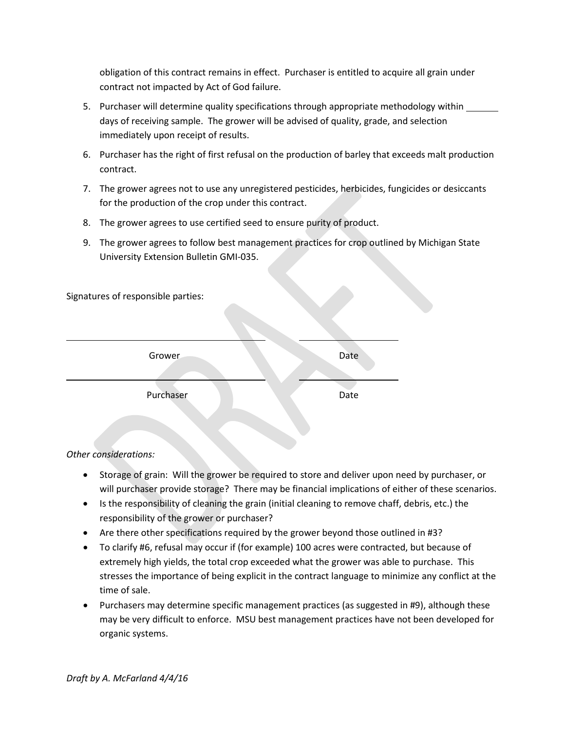obligation of this contract remains in effect. Purchaser is entitled to acquire all grain under contract not impacted by Act of God failure.

5. Purchaser will determine quality specifications through appropriate methodology within ______ days of receiving sample. The grower will be advised of quality, grade, and selection immediately upon receipt of results.
6. Purchaser has the right of first refusal on the production of barley that exceeds malt production contract.
7. The grower agrees not to use any unregistered pesticides, herbicides, fungicides or desiccants for the production of the crop under this contract.
8. The grower agrees to use certified seed to ensure purity of product.
9. The grower agrees to follow best management practices for crop outlined by Michigan State University Extension Bulletin GMI-035.

Signatures of responsible parties:

______________________________ ______________

Grower Date

______________________________ ______________

Purchaser Date

*Other considerations:*

- Storage of grain: Will the grower be required to store and deliver upon need by purchaser, or will purchaser provide storage? There may be financial implications of either of these scenarios.
- Is the responsibility of cleaning the grain (initial cleaning to remove chaff, debris, etc.) the responsibility of the grower or purchaser?
- Are there other specifications required by the grower beyond those outlined in #3?
- To clarify #6, refusal may occur if (for example) 100 acres were contracted, but because of extremely high yields, the total crop exceeded what the grower was able to purchase. This stresses the importance of being explicit in the contract language to minimize any conflict at the time of sale.
- Purchasers may determine specific management practices (as suggested in #9), although these may be very difficult to enforce. MSU best management practices have not been developed for organic systems.

*Draft by A. McFarland 4/4/16*